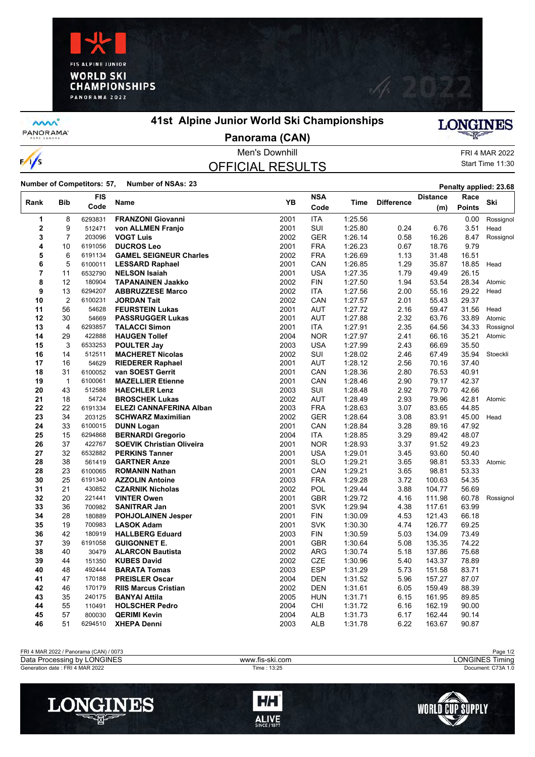# 41st Alpine Junior World Ski Championships

## Panorama (CAN)

Men's Downhill

FRI 4 MAR 2022

Start Time 11:30

## OFFICIAL RESULTS

**Number of Competitors: 57, Number of NSAs: 23**

**Penalty applied: 23.68**

| Rank | Bib | FIS Code | Name | YB | NSA Code | Time | Difference | Distance (m) | Race Points | Ski |
|---|---|---|---|---|---|---|---|---|---|---|
| 1 | 8 | 6293831 | **FRANZONI Giovanni** | 2001 | ITA | 1:25.56 | | | 0.00 | Rossignol |
| 2 | 9 | 512471 | **von ALLMEN Franjo** | 2001 | SUI | 1:25.80 | 0.24 | 6.76 | 3.51 | Head |
| 3 | 7 | 203096 | **VOGT Luis** | 2002 | GER | 1:26.14 | 0.58 | 16.26 | 8.47 | Rossignol |
| 4 | 10 | 6191056 | **DUCROS Leo** | 2001 | FRA | 1:26.23 | 0.67 | 18.76 | 9.79 | |
| 5 | 6 | 6191134 | **GAMEL SEIGNEUR Charles** | 2002 | FRA | 1:26.69 | 1.13 | 31.48 | 16.51 | |
| 6 | 5 | 6100011 | **LESSARD Raphael** | 2001 | CAN | 1:26.85 | 1.29 | 35.87 | 18.85 | Head |
| 7 | 11 | 6532790 | **NELSON Isaiah** | 2001 | USA | 1:27.35 | 1.79 | 49.49 | 26.15 | |
| 8 | 12 | 180904 | **TAPANAINEN Jaakko** | 2002 | FIN | 1:27.50 | 1.94 | 53.54 | 28.34 | Atomic |
| 9 | 13 | 6294207 | **ABBRUZZESE Marco** | 2002 | ITA | 1:27.56 | 2.00 | 55.16 | 29.22 | Head |
| 10 | 2 | 6100231 | **JORDAN Tait** | 2002 | CAN | 1:27.57 | 2.01 | 55.43 | 29.37 | |
| 11 | 56 | 54628 | **FEURSTEIN Lukas** | 2001 | AUT | 1:27.72 | 2.16 | 59.47 | 31.56 | Head |
| 12 | 30 | 54669 | **PASSRUGGER Lukas** | 2001 | AUT | 1:27.88 | 2.32 | 63.76 | 33.89 | Atomic |
| 13 | 4 | 6293857 | **TALACCI Simon** | 2001 | ITA | 1:27.91 | 2.35 | 64.56 | 34.33 | Rossignol |
| 14 | 29 | 422888 | **HAUGEN Tollef** | 2004 | NOR | 1:27.97 | 2.41 | 66.16 | 35.21 | Atomic |
| 15 | 3 | 6533253 | **POULTER Jay** | 2003 | USA | 1:27.99 | 2.43 | 66.69 | 35.50 | |
| 16 | 14 | 512511 | **MACHERET Nicolas** | 2002 | SUI | 1:28.02 | 2.46 | 67.49 | 35.94 | Stoeckli |
| 17 | 16 | 54629 | **RIEDERER Raphael** | 2001 | AUT | 1:28.12 | 2.56 | 70.16 | 37.40 | |
| 18 | 31 | 6100052 | **van SOEST Gerrit** | 2001 | CAN | 1:28.36 | 2.80 | 76.53 | 40.91 | |
| 19 | 1 | 6100061 | **MAZELLIER Etienne** | 2001 | CAN | 1:28.46 | 2.90 | 79.17 | 42.37 | |
| 20 | 43 | 512588 | **HAECHLER Lenz** | 2003 | SUI | 1:28.48 | 2.92 | 79.70 | 42.66 | |
| 21 | 18 | 54724 | **BROSCHEK Lukas** | 2002 | AUT | 1:28.49 | 2.93 | 79.96 | 42.81 | Atomic |
| 22 | 22 | 6191334 | **ELEZI CANNAFERINA Alban** | 2003 | FRA | 1:28.63 | 3.07 | 83.65 | 44.85 | |
| 23 | 34 | 203125 | **SCHWARZ Maximilian** | 2002 | GER | 1:28.64 | 3.08 | 83.91 | 45.00 | Head |
| 24 | 33 | 6100015 | **DUNN Logan** | 2001 | CAN | 1:28.84 | 3.28 | 89.16 | 47.92 | |
| 25 | 15 | 6294868 | **BERNARDI Gregorio** | 2004 | ITA | 1:28.85 | 3.29 | 89.42 | 48.07 | |
| 26 | 37 | 422767 | **SOEVIK Christian Oliveira** | 2001 | NOR | 1:28.93 | 3.37 | 91.52 | 49.23 | |
| 27 | 32 | 6532882 | **PERKINS Tanner** | 2001 | USA | 1:29.01 | 3.45 | 93.60 | 50.40 | |
| 28 | 38 | 561419 | **GARTNER Anze** | 2001 | SLO | 1:29.21 | 3.65 | 98.81 | 53.33 | Atomic |
| 28 | 23 | 6100065 | **ROMANIN Nathan** | 2001 | CAN | 1:29.21 | 3.65 | 98.81 | 53.33 | |
| 30 | 25 | 6191340 | **AZZOLIN Antoine** | 2003 | FRA | 1:29.28 | 3.72 | 100.63 | 54.35 | |
| 31 | 21 | 430852 | **CZARNIK Nicholas** | 2002 | POL | 1:29.44 | 3.88 | 104.77 | 56.69 | |
| 32 | 20 | 221441 | **VINTER Owen** | 2001 | GBR | 1:29.72 | 4.16 | 111.98 | 60.78 | Rossignol |
| 33 | 36 | 700982 | **SANITRAR Jan** | 2001 | SVK | 1:29.94 | 4.38 | 117.61 | 63.99 | |
| 34 | 28 | 180889 | **POHJOLAINEN Jesper** | 2001 | FIN | 1:30.09 | 4.53 | 121.43 | 66.18 | |
| 35 | 19 | 700983 | **LASOK Adam** | 2001 | SVK | 1:30.30 | 4.74 | 126.77 | 69.25 | |
| 36 | 42 | 180919 | **HALLBERG Eduard** | 2003 | FIN | 1:30.59 | 5.03 | 134.09 | 73.49 | |
| 37 | 39 | 6191058 | **GUIGONNET E.** | 2001 | GBR | 1:30.64 | 5.08 | 135.35 | 74.22 | |
| 38 | 40 | 30479 | **ALARCON Bautista** | 2002 | ARG | 1:30.74 | 5.18 | 137.86 | 75.68 | |
| 39 | 44 | 151350 | **KUBES David** | 2002 | CZE | 1:30.96 | 5.40 | 143.37 | 78.89 | |
| 40 | 48 | 492444 | **BARATA Tomas** | 2003 | ESP | 1:31.29 | 5.73 | 151.58 | 83.71 | |
| 41 | 47 | 170188 | **PREISLER Oscar** | 2004 | DEN | 1:31.52 | 5.96 | 157.27 | 87.07 | |
| 42 | 46 | 170179 | **RIIS Marcus Cristian** | 2002 | DEN | 1:31.61 | 6.05 | 159.49 | 88.39 | |
| 43 | 35 | 240175 | **BANYAI Attila** | 2005 | HUN | 1:31.71 | 6.15 | 161.95 | 89.85 | |
| 44 | 55 | 110491 | **HOLSCHER Pedro** | 2004 | CHI | 1:31.72 | 6.16 | 162.19 | 90.00 | |
| 45 | 57 | 800030 | **QERIMI Kevin** | 2004 | ALB | 1:31.73 | 6.17 | 162.44 | 90.14 | |
| 46 | 51 | 6294510 | **XHEPA Denni** | 2003 | ALB | 1:31.78 | 6.22 | 163.67 | 90.87 | |

FRI 4 MAR 2022 / Panorama (CAN) / 0073

Data Processing by LONGINES — www.fis-ski.com — LONGINES Timing

Generation date : FRI 4 MAR 2022 — Time : 13:25 — Document: C73A 1.0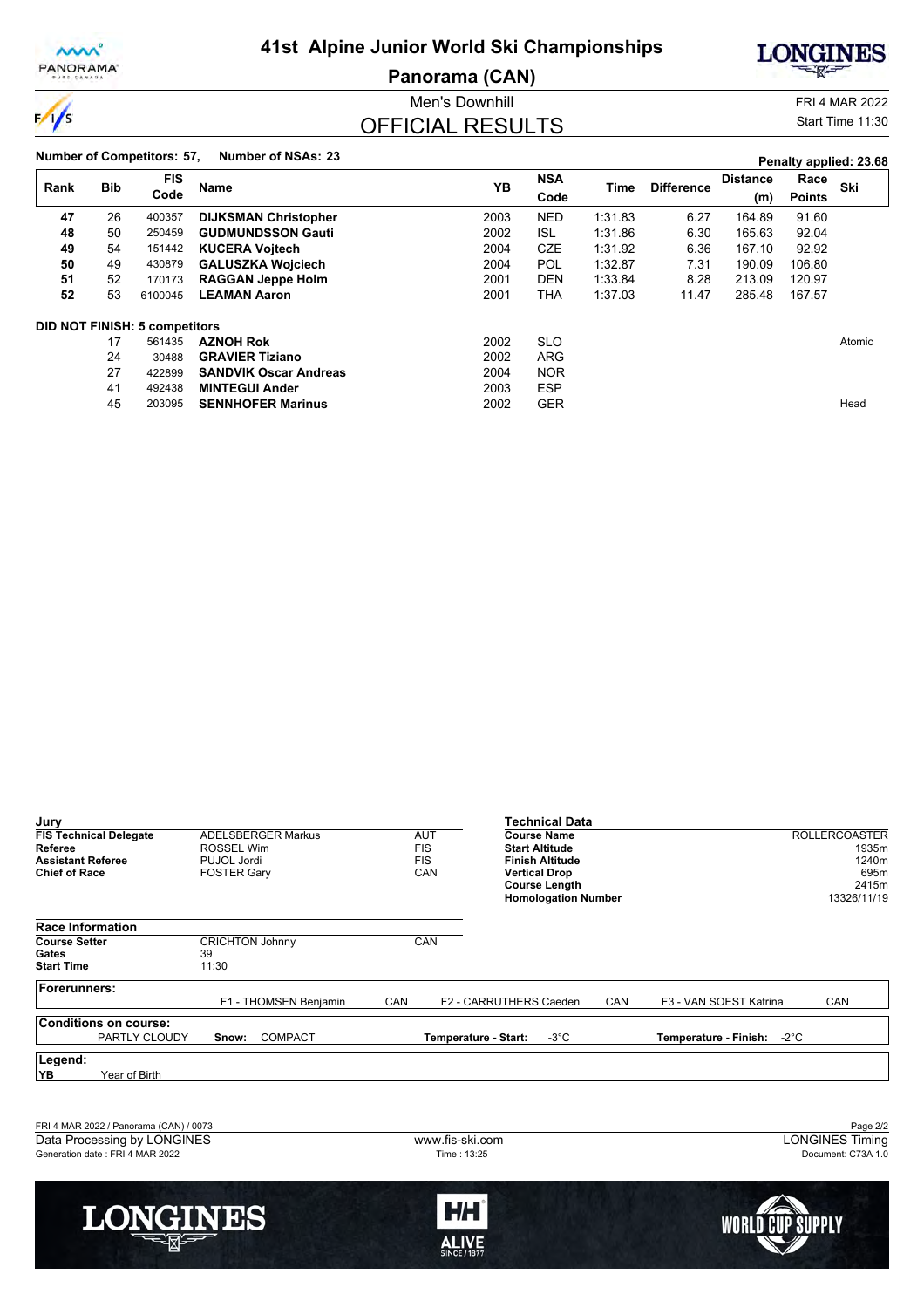# 41st Alpine Junior World Ski Championships

## Panorama (CAN)

Men's Downhill

FRI 4 MAR 2022

OFFICIAL RESULTS

Start Time 11:30

**Number of Competitors: 57, Number of NSAs: 23**

**Penalty applied: 23.68**

| Rank | Bib | FIS Code | Name | YB | NSA Code | Time | Difference | Distance (m) | Race Points | Ski |
|---|---|---|---|---|---|---|---|---|---|---|
| 47 | 26 | 400357 | **DIJKSMAN Christopher** | 2003 | NED | 1:31.83 | 6.27 | 164.89 | 91.60 | |
| 48 | 50 | 250459 | **GUDMUNDSSON Gauti** | 2002 | ISL | 1:31.86 | 6.30 | 165.63 | 92.04 | |
| 49 | 54 | 151442 | **KUCERA Vojtech** | 2004 | CZE | 1:31.92 | 6.36 | 167.10 | 92.92 | |
| 50 | 49 | 430879 | **GALUSZKA Wojciech** | 2004 | POL | 1:32.87 | 7.31 | 190.09 | 106.80 | |
| 51 | 52 | 170173 | **RAGGAN Jeppe Holm** | 2001 | DEN | 1:33.84 | 8.28 | 213.09 | 120.97 | |
| 52 | 53 | 6100045 | **LEAMAN Aaron** | 2001 | THA | 1:37.03 | 11.47 | 285.48 | 167.57 | |

**DID NOT FINISH: 5 competitors**

| Rank | Bib | FIS Code | Name | YB | NSA Code | Time | Difference | Distance (m) | Race Points | Ski |
|---|---|---|---|---|---|---|---|---|---|---|
| | 17 | 561435 | **AZNOH Rok** | 2002 | SLO | | | | | Atomic |
| | 24 | 30488 | **GRAVIER Tiziano** | 2002 | ARG | | | | | |
| | 27 | 422899 | **SANDVIK Oscar Andreas** | 2004 | NOR | | | | | |
| | 41 | 492438 | **MINTEGUI Ander** | 2003 | ESP | | | | | |
| | 45 | 203095 | **SENNHOFER Marinus** | 2002 | GER | | | | | Head |

**Jury**

| | | |
|---|---|---|
| **FIS Technical Delegate** | ADELSBERGER Markus | AUT |
| **Referee** | ROSSEL Wim | FIS |
| **Assistant Referee** | PUJOL Jordi | FIS |
| **Chief of Race** | FOSTER Gary | CAN |

**Technical Data**

| | |
|---|---|
| **Course Name** | ROLLERCOASTER |
| **Start Altitude** | 1935m |
| **Finish Altitude** | 1240m |
| **Vertical Drop** | 695m |
| **Course Length** | 2415m |
| **Homologation Number** | 13326/11/19 |

**Race Information**

| | | |
|---|---|---|
| **Course Setter** | CRICHTON Johnny | CAN |
| **Gates** | 39 | |
| **Start Time** | 11:30 | |

**Forerunners:**

F1 - THOMSEN Benjamin CAN | F2 - CARRUTHERS Caeden CAN | F3 - VAN SOEST Katrina CAN

**Conditions on course:**

PARTLY CLOUDY | **Snow:** COMPACT | **Temperature - Start:** -3°C | **Temperature - Finish:** -2°C

**Legend:**

**YB** Year of Birth

FRI 4 MAR 2022 / Panorama (CAN) / 0073

Data Processing by LONGINES | www.fis-ski.com | LONGINES Timing

Generation date : FRI 4 MAR 2022 | Time : 13:25 | Document: C73A 1.0